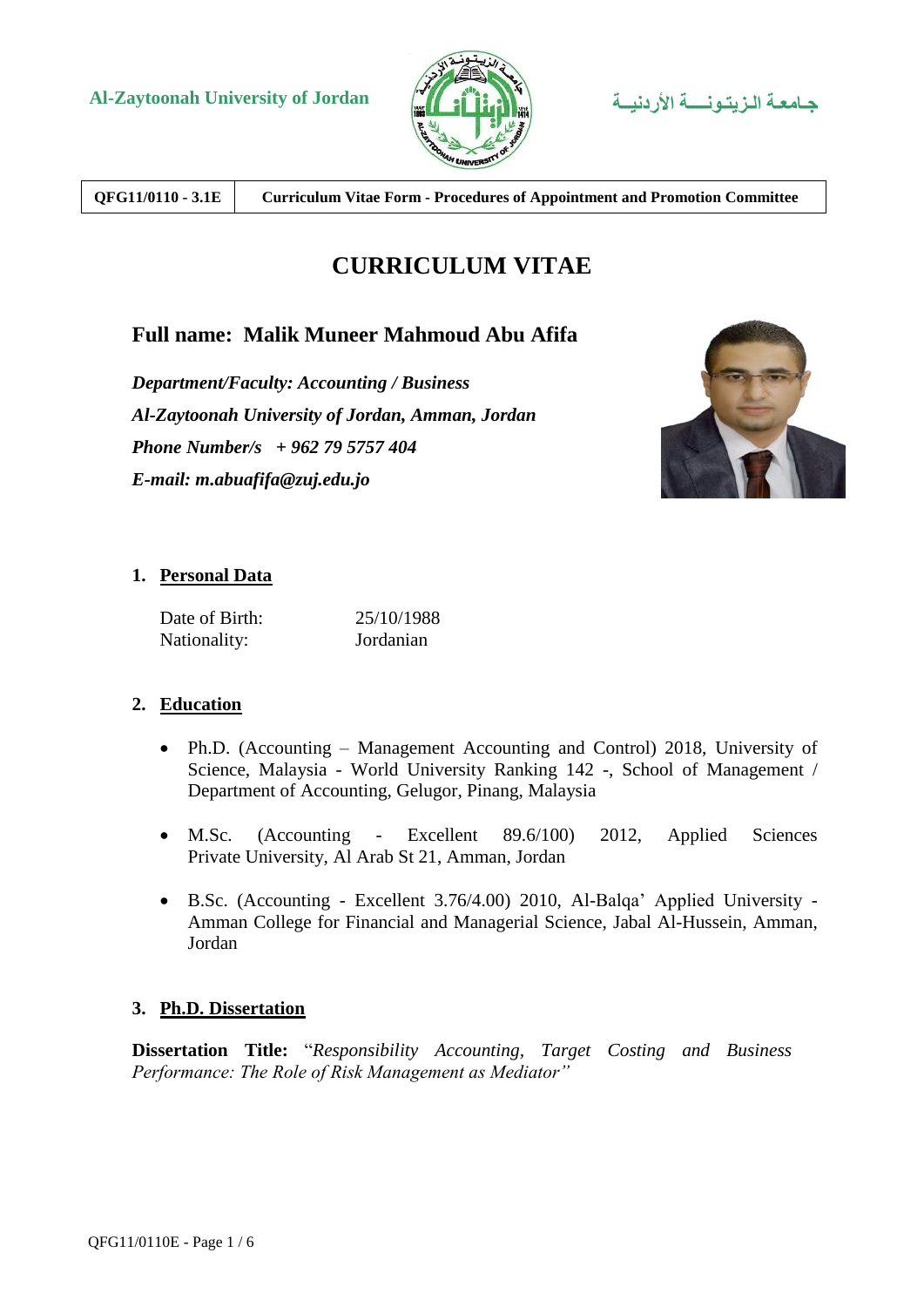Al-Zaytoonah University of Jordan

جـامعـة الـزيـتـونـــة الأردنيـة

| QFG11/0110 - 3.1E | Curriculum Vitae Form - Procedures of Appointment and Promotion Committee |
|---|---|

# CURRICULUM VITAE

## Full name: Malik Muneer Mahmoud Abu Afifa

***Department/Faculty: Accounting / Business***
***Al-Zaytoonah University of Jordan, Amman, Jordan***
***Phone Number/s + 962 79 5757 404***
***E-mail: m.abuafifa@zuj.edu.jo***

### 1. Personal Data

| | |
|---|---|
| Date of Birth: | 25/10/1988 |
| Nationality: | Jordanian |

### 2. Education

- Ph.D. (Accounting – Management Accounting and Control) 2018, University of Science, Malaysia - World University Ranking 142 -, School of Management / Department of Accounting, Gelugor, Pinang, Malaysia
- M.Sc. (Accounting - Excellent 89.6/100) 2012, Applied Sciences Private University, Al Arab St 21, Amman, Jordan
- B.Sc. (Accounting - Excellent 3.76/4.00) 2010, Al-Balqa' Applied University - Amman College for Financial and Managerial Science, Jabal Al-Hussein, Amman, Jordan

### 3. Ph.D. Dissertation

**Dissertation Title:** "*Responsibility Accounting, Target Costing and Business Performance: The Role of Risk Management as Mediator"*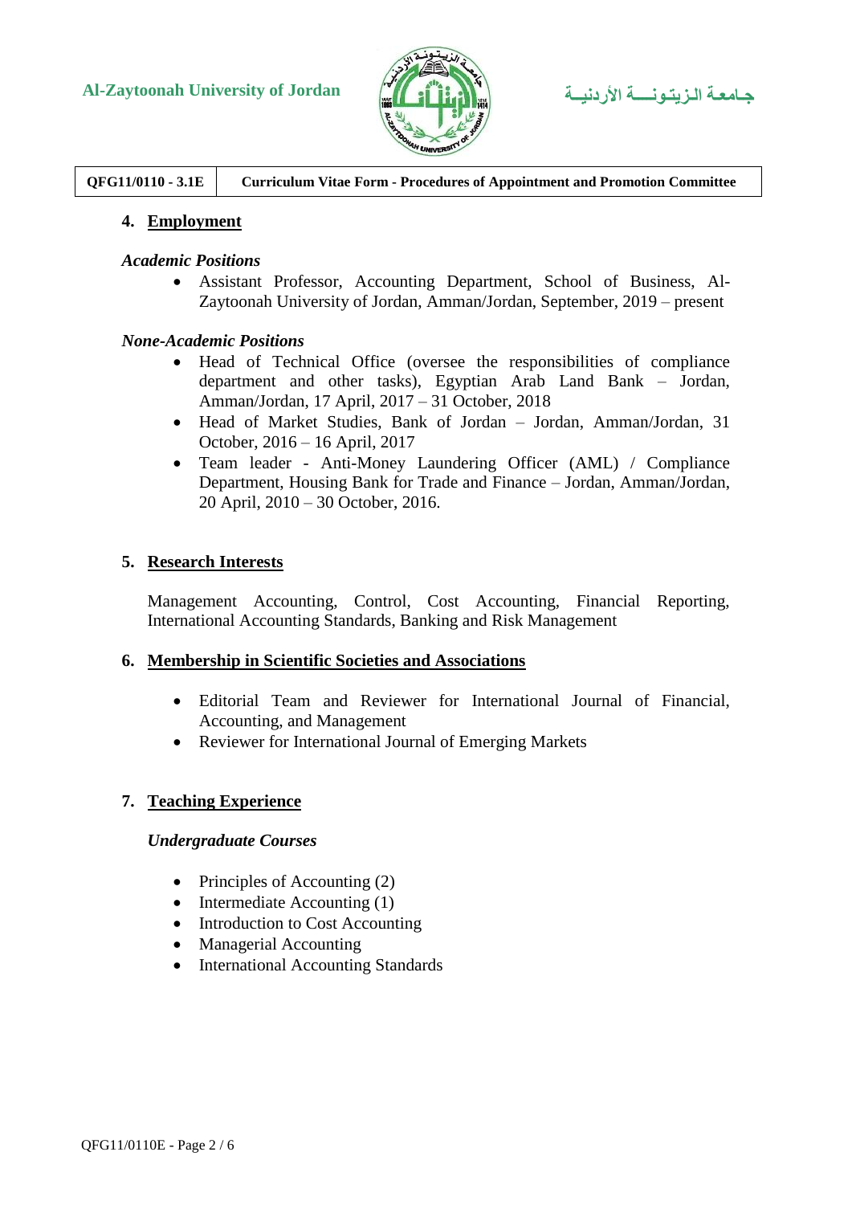## 4. Employment

*Academic Positions*

- Assistant Professor, Accounting Department, School of Business, Al-Zaytoonah University of Jordan, Amman/Jordan, September, 2019 – present

*None-Academic Positions*

- Head of Technical Office (oversee the responsibilities of compliance department and other tasks), Egyptian Arab Land Bank – Jordan, Amman/Jordan, 17 April, 2017 – 31 October, 2018
- Head of Market Studies, Bank of Jordan – Jordan, Amman/Jordan, 31 October, 2016 – 16 April, 2017
- Team leader - Anti-Money Laundering Officer (AML) / Compliance Department, Housing Bank for Trade and Finance – Jordan, Amman/Jordan, 20 April, 2010 – 30 October, 2016.

## 5. Research Interests

Management Accounting, Control, Cost Accounting, Financial Reporting, International Accounting Standards, Banking and Risk Management

## 6. Membership in Scientific Societies and Associations

- Editorial Team and Reviewer for International Journal of Financial, Accounting, and Management
- Reviewer for International Journal of Emerging Markets

## 7. Teaching Experience

*Undergraduate Courses*

- Principles of Accounting (2)
- Intermediate Accounting (1)
- Introduction to Cost Accounting
- Managerial Accounting
- International Accounting Standards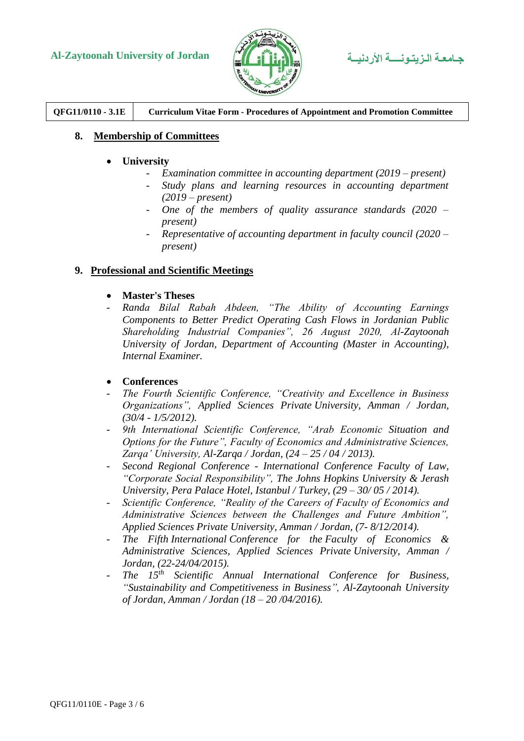## 8. Membership of Committees

- **University**
  - *Examination committee in accounting department (2019 – present)*
  - *Study plans and learning resources in accounting department (2019 – present)*
  - *One of the members of quality assurance standards (2020 – present)*
  - *Representative of accounting department in faculty council (2020 – present)*

## 9. Professional and Scientific Meetings

- **Master's Theses**

- *Randa Bilal Rabah Abdeen, "The Ability of Accounting Earnings Components to Better Predict Operating Cash Flows in Jordanian Public Shareholding Industrial Companies", 26 August 2020, Al-Zaytoonah University of Jordan, Department of Accounting (Master in Accounting), Internal Examiner.*

- **Conferences**

- *The Fourth Scientific Conference, "Creativity and Excellence in Business Organizations", Applied Sciences Private University, Amman / Jordan, (30/4 - 1/5/2012).*
- *9th International Scientific Conference, "Arab Economic Situation and Options for the Future", Faculty of Economics and Administrative Sciences, Zarqa' University, Al-Zarqa / Jordan, (24 – 25 / 04 / 2013).*
- *Second Regional Conference - International Conference Faculty of Law, "Corporate Social Responsibility", The Johns Hopkins University & Jerash University, Pera Palace Hotel, Istanbul / Turkey, (29 – 30/ 05 / 2014).*
- *Scientific Conference, "Reality of the Careers of Faculty of Economics and Administrative Sciences between the Challenges and Future Ambition", Applied Sciences Private University, Amman / Jordan, (7- 8/12/2014).*
- *The Fifth International Conference for the Faculty of Economics & Administrative Sciences, Applied Sciences Private University, Amman / Jordan, (22-24/04/2015).*
- *The 15th Scientific Annual International Conference for Business, "Sustainability and Competitiveness in Business", Al-Zaytoonah University of Jordan, Amman / Jordan (18 – 20 /04/2016).*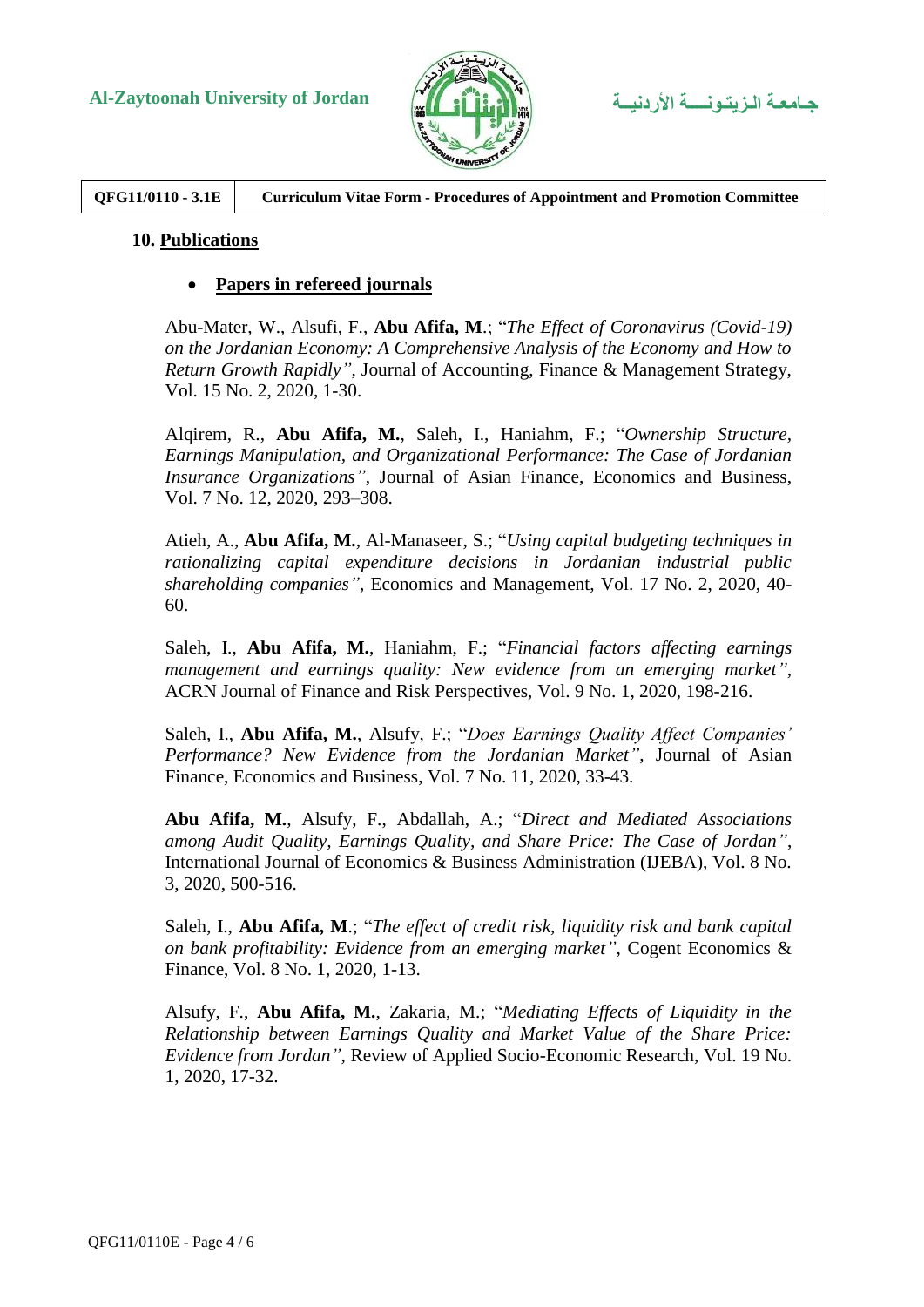## 10. **Publications**

- **Papers in refereed journals**

Abu-Mater, W., Alsufi, F., **Abu Afifa, M**.; "*The Effect of Coronavirus (Covid-19) on the Jordanian Economy: A Comprehensive Analysis of the Economy and How to Return Growth Rapidly"*, Journal of Accounting, Finance & Management Strategy, Vol. 15 No. 2, 2020, 1-30.

Alqirem, R., **Abu Afifa, M.**, Saleh, I., Haniahm, F.; "*Ownership Structure, Earnings Manipulation, and Organizational Performance: The Case of Jordanian Insurance Organizations"*, Journal of Asian Finance, Economics and Business, Vol. 7 No. 12, 2020, 293–308.

Atieh, A., **Abu Afifa, M.**, Al-Manaseer, S.; "*Using capital budgeting techniques in rationalizing capital expenditure decisions in Jordanian industrial public shareholding companies"*, Economics and Management, Vol. 17 No. 2, 2020, 40-60.

Saleh, I., **Abu Afifa, M.**, Haniahm, F.; "*Financial factors affecting earnings management and earnings quality: New evidence from an emerging market"*, ACRN Journal of Finance and Risk Perspectives, Vol. 9 No. 1, 2020, 198-216.

Saleh, I., **Abu Afifa, M.**, Alsufy, F.; "*Does Earnings Quality Affect Companies' Performance? New Evidence from the Jordanian Market"*, Journal of Asian Finance, Economics and Business, Vol. 7 No. 11, 2020, 33-43.

**Abu Afifa, M.**, Alsufy, F., Abdallah, A.; "*Direct and Mediated Associations among Audit Quality, Earnings Quality, and Share Price: The Case of Jordan"*, International Journal of Economics & Business Administration (IJEBA), Vol. 8 No. 3, 2020, 500-516.

Saleh, I., **Abu Afifa, M**.; "*The effect of credit risk, liquidity risk and bank capital on bank profitability: Evidence from an emerging market"*, Cogent Economics & Finance, Vol. 8 No. 1, 2020, 1-13.

Alsufy, F., **Abu Afifa, M.**, Zakaria, M.; "*Mediating Effects of Liquidity in the Relationship between Earnings Quality and Market Value of the Share Price: Evidence from Jordan"*, Review of Applied Socio-Economic Research, Vol. 19 No. 1, 2020, 17-32.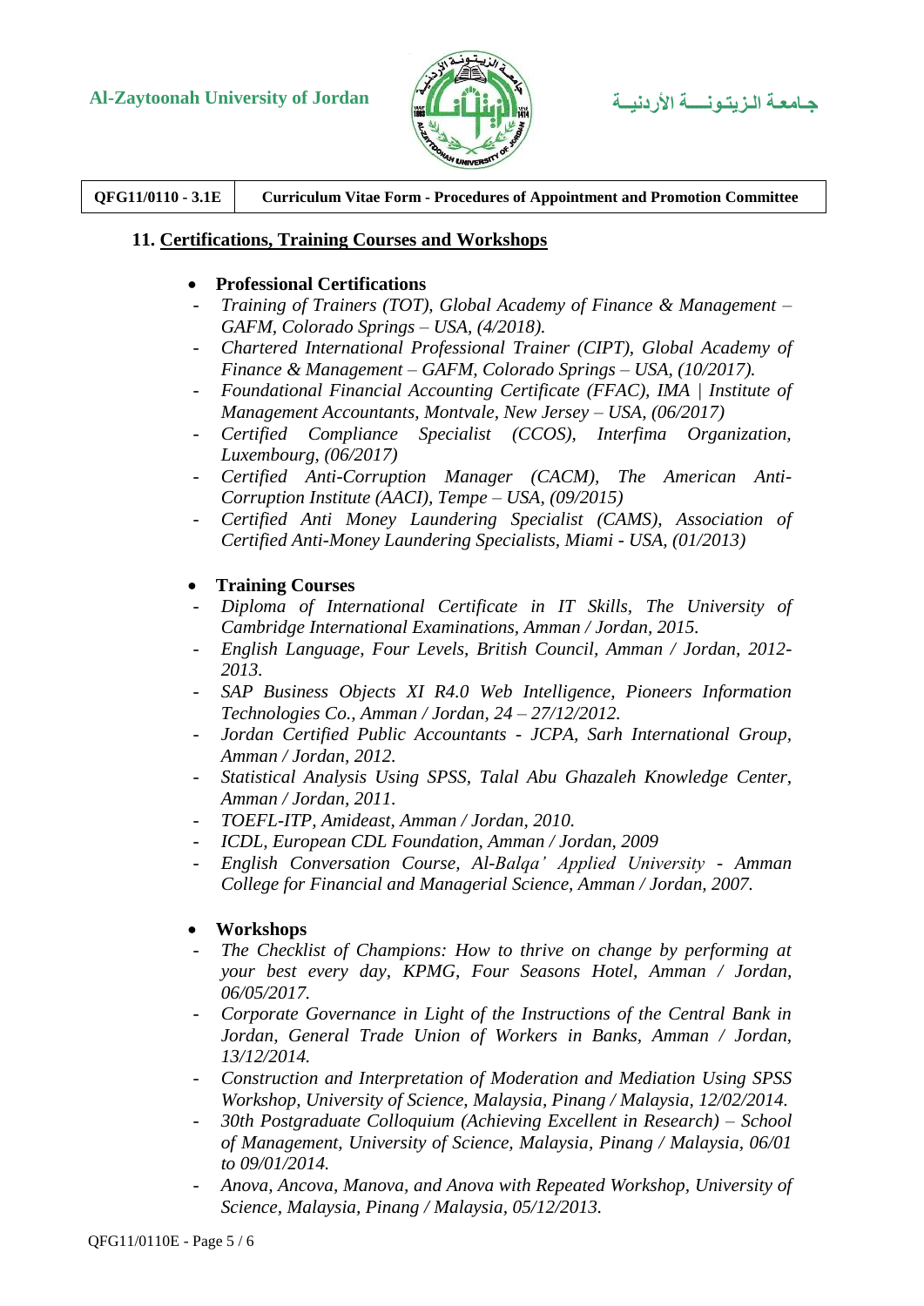## 11. Certifications, Training Courses and Workshops

- **Professional Certifications**

  - *Training of Trainers (TOT), Global Academy of Finance & Management – GAFM, Colorado Springs – USA, (4/2018).*
  - *Chartered International Professional Trainer (CIPT), Global Academy of Finance & Management – GAFM, Colorado Springs – USA, (10/2017).*
  - *Foundational Financial Accounting Certificate (FFAC), IMA | Institute of Management Accountants, Montvale, New Jersey – USA, (06/2017)*
  - *Certified Compliance Specialist (CCOS), Interfima Organization, Luxembourg, (06/2017)*
  - *Certified Anti-Corruption Manager (CACM), The American Anti-Corruption Institute (AACI), Tempe – USA, (09/2015)*
  - *Certified Anti Money Laundering Specialist (CAMS), Association of Certified Anti-Money Laundering Specialists, Miami - USA, (01/2013)*

- **Training Courses**

  - *Diploma of International Certificate in IT Skills, The University of Cambridge International Examinations, Amman / Jordan, 2015.*
  - *English Language, Four Levels, British Council, Amman / Jordan, 2012-2013.*
  - *SAP Business Objects XI R4.0 Web Intelligence, Pioneers Information Technologies Co., Amman / Jordan, 24 – 27/12/2012.*
  - *Jordan Certified Public Accountants - JCPA, Sarh International Group, Amman / Jordan, 2012.*
  - *Statistical Analysis Using SPSS, Talal Abu Ghazaleh Knowledge Center, Amman / Jordan, 2011.*
  - *TOEFL-ITP, Amideast, Amman / Jordan, 2010.*
  - *ICDL, European CDL Foundation, Amman / Jordan, 2009*
  - *English Conversation Course, Al-Balqa' Applied University - Amman College for Financial and Managerial Science, Amman / Jordan, 2007.*

- **Workshops**

  - *The Checklist of Champions: How to thrive on change by performing at your best every day, KPMG, Four Seasons Hotel, Amman / Jordan, 06/05/2017.*
  - *Corporate Governance in Light of the Instructions of the Central Bank in Jordan, General Trade Union of Workers in Banks, Amman / Jordan, 13/12/2014.*
  - *Construction and Interpretation of Moderation and Mediation Using SPSS Workshop, University of Science, Malaysia, Pinang / Malaysia, 12/02/2014.*
  - *30th Postgraduate Colloquium (Achieving Excellent in Research) – School of Management, University of Science, Malaysia, Pinang / Malaysia, 06/01 to 09/01/2014.*
  - *Anova, Ancova, Manova, and Anova with Repeated Workshop, University of Science, Malaysia, Pinang / Malaysia, 05/12/2013.*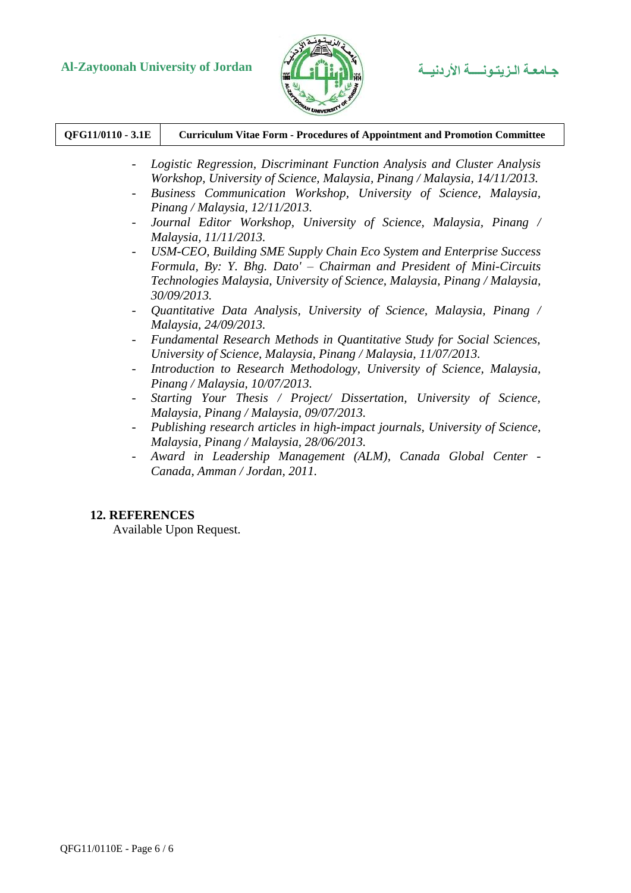- *Logistic Regression, Discriminant Function Analysis and Cluster Analysis Workshop, University of Science, Malaysia, Pinang / Malaysia, 14/11/2013.*
- *Business Communication Workshop, University of Science, Malaysia, Pinang / Malaysia, 12/11/2013.*
- *Journal Editor Workshop, University of Science, Malaysia, Pinang / Malaysia, 11/11/2013.*
- *USM-CEO, Building SME Supply Chain Eco System and Enterprise Success Formula, By: Y. Bhg. Dato' – Chairman and President of Mini-Circuits Technologies Malaysia, University of Science, Malaysia, Pinang / Malaysia, 30/09/2013.*
- *Quantitative Data Analysis, University of Science, Malaysia, Pinang / Malaysia, 24/09/2013.*
- *Fundamental Research Methods in Quantitative Study for Social Sciences, University of Science, Malaysia, Pinang / Malaysia, 11/07/2013.*
- *Introduction to Research Methodology, University of Science, Malaysia, Pinang / Malaysia, 10/07/2013.*
- *Starting Your Thesis / Project/ Dissertation, University of Science, Malaysia, Pinang / Malaysia, 09/07/2013.*
- *Publishing research articles in high-impact journals, University of Science, Malaysia, Pinang / Malaysia, 28/06/2013.*
- *Award in Leadership Management (ALM), Canada Global Center - Canada, Amman / Jordan, 2011.*

## 12. REFERENCES

Available Upon Request.